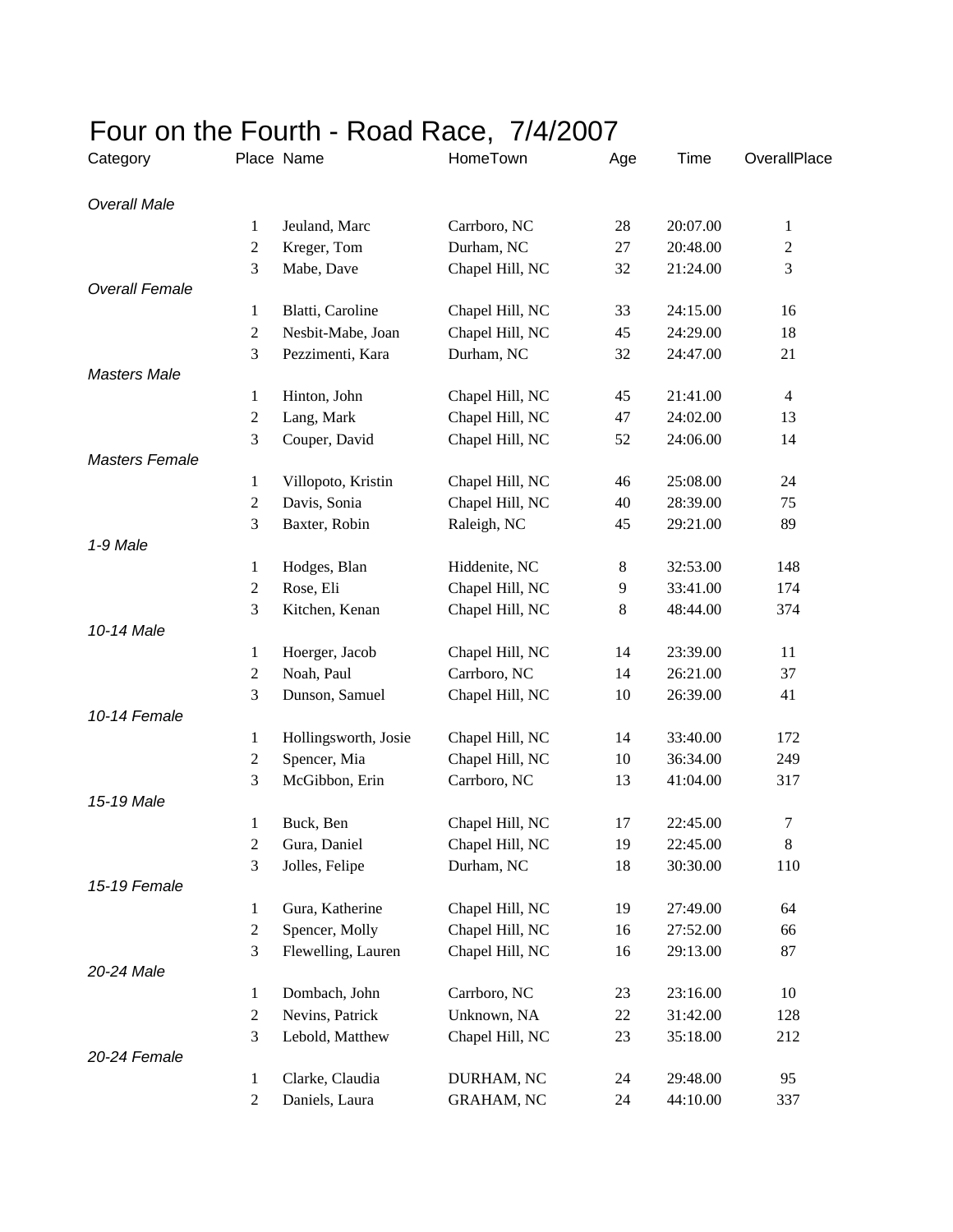# Four on the Fourth - Road Race, 7/4/2007

| Category | Place | Name | HomeTown | Age | Time | OverallPlace |
|---|---|---|---|---|---|---|
| *Overall Male* | | | | | | |
| | 1 | Jeuland, Marc | Carrboro, NC | 28 | 20:07.00 | 1 |
| | 2 | Kreger, Tom | Durham, NC | 27 | 20:48.00 | 2 |
| | 3 | Mabe, Dave | Chapel Hill, NC | 32 | 21:24.00 | 3 |
| *Overall Female* | | | | | | |
| | 1 | Blatti, Caroline | Chapel Hill, NC | 33 | 24:15.00 | 16 |
| | 2 | Nesbit-Mabe, Joan | Chapel Hill, NC | 45 | 24:29.00 | 18 |
| | 3 | Pezzimenti, Kara | Durham, NC | 32 | 24:47.00 | 21 |
| *Masters Male* | | | | | | |
| | 1 | Hinton, John | Chapel Hill, NC | 45 | 21:41.00 | 4 |
| | 2 | Lang, Mark | Chapel Hill, NC | 47 | 24:02.00 | 13 |
| | 3 | Couper, David | Chapel Hill, NC | 52 | 24:06.00 | 14 |
| *Masters Female* | | | | | | |
| | 1 | Villopoto, Kristin | Chapel Hill, NC | 46 | 25:08.00 | 24 |
| | 2 | Davis, Sonia | Chapel Hill, NC | 40 | 28:39.00 | 75 |
| | 3 | Baxter, Robin | Raleigh, NC | 45 | 29:21.00 | 89 |
| *1-9 Male* | | | | | | |
| | 1 | Hodges, Blan | Hiddenite, NC | 8 | 32:53.00 | 148 |
| | 2 | Rose, Eli | Chapel Hill, NC | 9 | 33:41.00 | 174 |
| | 3 | Kitchen, Kenan | Chapel Hill, NC | 8 | 48:44.00 | 374 |
| *10-14 Male* | | | | | | |
| | 1 | Hoerger, Jacob | Chapel Hill, NC | 14 | 23:39.00 | 11 |
| | 2 | Noah, Paul | Carrboro, NC | 14 | 26:21.00 | 37 |
| | 3 | Dunson, Samuel | Chapel Hill, NC | 10 | 26:39.00 | 41 |
| *10-14 Female* | | | | | | |
| | 1 | Hollingsworth, Josie | Chapel Hill, NC | 14 | 33:40.00 | 172 |
| | 2 | Spencer, Mia | Chapel Hill, NC | 10 | 36:34.00 | 249 |
| | 3 | McGibbon, Erin | Carrboro, NC | 13 | 41:04.00 | 317 |
| *15-19 Male* | | | | | | |
| | 1 | Buck, Ben | Chapel Hill, NC | 17 | 22:45.00 | 7 |
| | 2 | Gura, Daniel | Chapel Hill, NC | 19 | 22:45.00 | 8 |
| | 3 | Jolles, Felipe | Durham, NC | 18 | 30:30.00 | 110 |
| *15-19 Female* | | | | | | |
| | 1 | Gura, Katherine | Chapel Hill, NC | 19 | 27:49.00 | 64 |
| | 2 | Spencer, Molly | Chapel Hill, NC | 16 | 27:52.00 | 66 |
| | 3 | Flewelling, Lauren | Chapel Hill, NC | 16 | 29:13.00 | 87 |
| *20-24 Male* | | | | | | |
| | 1 | Dombach, John | Carrboro, NC | 23 | 23:16.00 | 10 |
| | 2 | Nevins, Patrick | Unknown, NA | 22 | 31:42.00 | 128 |
| | 3 | Lebold, Matthew | Chapel Hill, NC | 23 | 35:18.00 | 212 |
| *20-24 Female* | | | | | | |
| | 1 | Clarke, Claudia | DURHAM, NC | 24 | 29:48.00 | 95 |
| | 2 | Daniels, Laura | GRAHAM, NC | 24 | 44:10.00 | 337 |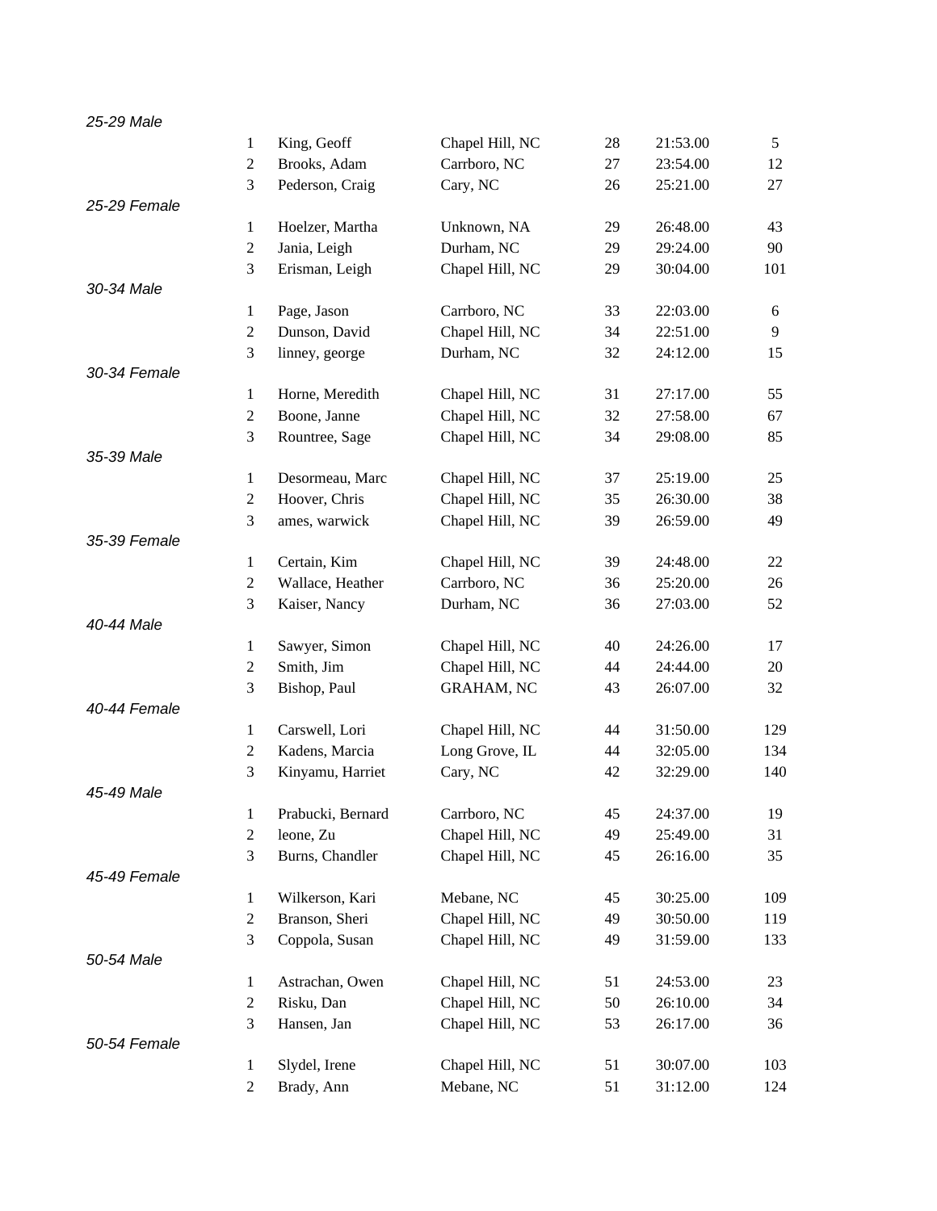*25-29 Male*

| | | | | | |
|---|---|---|---|---|---|
| 1 | King, Geoff | Chapel Hill, NC | 28 | 21:53.00 | 5 |
| 2 | Brooks, Adam | Carrboro, NC | 27 | 23:54.00 | 12 |
| 3 | Pederson, Craig | Cary, NC | 26 | 25:21.00 | 27 |

*25-29 Female*

| | | | | | |
|---|---|---|---|---|---|
| 1 | Hoelzer, Martha | Unknown, NA | 29 | 26:48.00 | 43 |
| 2 | Jania, Leigh | Durham, NC | 29 | 29:24.00 | 90 |
| 3 | Erisman, Leigh | Chapel Hill, NC | 29 | 30:04.00 | 101 |

*30-34 Male*

| | | | | | |
|---|---|---|---|---|---|
| 1 | Page, Jason | Carrboro, NC | 33 | 22:03.00 | 6 |
| 2 | Dunson, David | Chapel Hill, NC | 34 | 22:51.00 | 9 |
| 3 | linney, george | Durham, NC | 32 | 24:12.00 | 15 |

*30-34 Female*

| | | | | | |
|---|---|---|---|---|---|
| 1 | Horne, Meredith | Chapel Hill, NC | 31 | 27:17.00 | 55 |
| 2 | Boone, Janne | Chapel Hill, NC | 32 | 27:58.00 | 67 |
| 3 | Rountree, Sage | Chapel Hill, NC | 34 | 29:08.00 | 85 |

*35-39 Male*

| | | | | | |
|---|---|---|---|---|---|
| 1 | Desormeau, Marc | Chapel Hill, NC | 37 | 25:19.00 | 25 |
| 2 | Hoover, Chris | Chapel Hill, NC | 35 | 26:30.00 | 38 |
| 3 | ames, warwick | Chapel Hill, NC | 39 | 26:59.00 | 49 |

*35-39 Female*

| | | | | | |
|---|---|---|---|---|---|
| 1 | Certain, Kim | Chapel Hill, NC | 39 | 24:48.00 | 22 |
| 2 | Wallace, Heather | Carrboro, NC | 36 | 25:20.00 | 26 |
| 3 | Kaiser, Nancy | Durham, NC | 36 | 27:03.00 | 52 |

*40-44 Male*

| | | | | | |
|---|---|---|---|---|---|
| 1 | Sawyer, Simon | Chapel Hill, NC | 40 | 24:26.00 | 17 |
| 2 | Smith, Jim | Chapel Hill, NC | 44 | 24:44.00 | 20 |
| 3 | Bishop, Paul | GRAHAM, NC | 43 | 26:07.00 | 32 |

*40-44 Female*

| | | | | | |
|---|---|---|---|---|---|
| 1 | Carswell, Lori | Chapel Hill, NC | 44 | 31:50.00 | 129 |
| 2 | Kadens, Marcia | Long Grove, IL | 44 | 32:05.00 | 134 |
| 3 | Kinyamu, Harriet | Cary, NC | 42 | 32:29.00 | 140 |

*45-49 Male*

| | | | | | |
|---|---|---|---|---|---|
| 1 | Prabucki, Bernard | Carrboro, NC | 45 | 24:37.00 | 19 |
| 2 | leone, Zu | Chapel Hill, NC | 49 | 25:49.00 | 31 |
| 3 | Burns, Chandler | Chapel Hill, NC | 45 | 26:16.00 | 35 |

*45-49 Female*

| | | | | | |
|---|---|---|---|---|---|
| 1 | Wilkerson, Kari | Mebane, NC | 45 | 30:25.00 | 109 |
| 2 | Branson, Sheri | Chapel Hill, NC | 49 | 30:50.00 | 119 |
| 3 | Coppola, Susan | Chapel Hill, NC | 49 | 31:59.00 | 133 |

*50-54 Male*

| | | | | | |
|---|---|---|---|---|---|
| 1 | Astrachan, Owen | Chapel Hill, NC | 51 | 24:53.00 | 23 |
| 2 | Risku, Dan | Chapel Hill, NC | 50 | 26:10.00 | 34 |
| 3 | Hansen, Jan | Chapel Hill, NC | 53 | 26:17.00 | 36 |

*50-54 Female*

| | | | | | |
|---|---|---|---|---|---|
| 1 | Slydel, Irene | Chapel Hill, NC | 51 | 30:07.00 | 103 |
| 2 | Brady, Ann | Mebane, NC | 51 | 31:12.00 | 124 |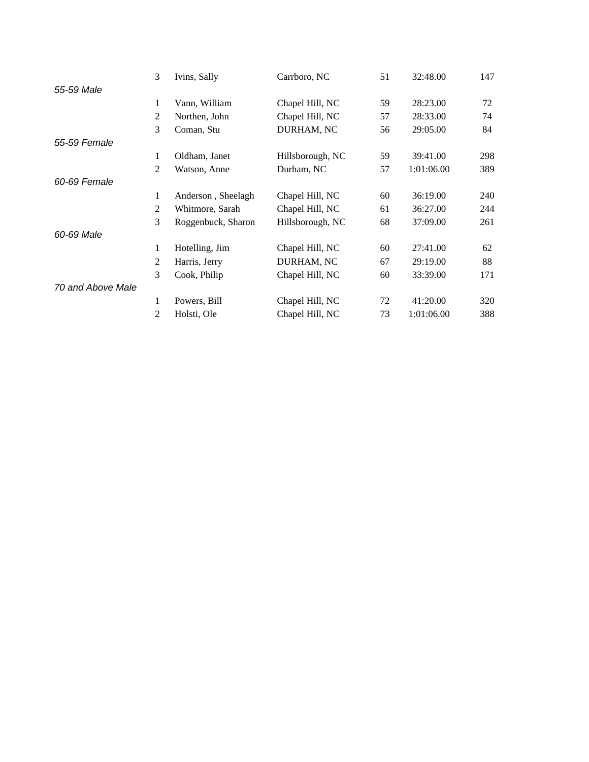| | | | | | | |
|---|---|---|---|---|---|---|
| | 3 | Ivins, Sally | Carrboro, NC | 51 | 32:48.00 | 147 |
| *55-59 Male* | | | | | | |
| | 1 | Vann, William | Chapel Hill, NC | 59 | 28:23.00 | 72 |
| | 2 | Northen, John | Chapel Hill, NC | 57 | 28:33.00 | 74 |
| | 3 | Coman, Stu | DURHAM, NC | 56 | 29:05.00 | 84 |
| *55-59 Female* | | | | | | |
| | 1 | Oldham, Janet | Hillsborough, NC | 59 | 39:41.00 | 298 |
| | 2 | Watson, Anne | Durham, NC | 57 | 1:01:06.00 | 389 |
| *60-69 Female* | | | | | | |
| | 1 | Anderson , Sheelagh | Chapel Hill, NC | 60 | 36:19.00 | 240 |
| | 2 | Whitmore, Sarah | Chapel Hill, NC | 61 | 36:27.00 | 244 |
| | 3 | Roggenbuck, Sharon | Hillsborough, NC | 68 | 37:09.00 | 261 |
| *60-69 Male* | | | | | | |
| | 1 | Hotelling, Jim | Chapel Hill, NC | 60 | 27:41.00 | 62 |
| | 2 | Harris, Jerry | DURHAM, NC | 67 | 29:19.00 | 88 |
| | 3 | Cook, Philip | Chapel Hill, NC | 60 | 33:39.00 | 171 |
| *70 and Above Male* | | | | | | |
| | 1 | Powers, Bill | Chapel Hill, NC | 72 | 41:20.00 | 320 |
| | 2 | Holsti, Ole | Chapel Hill, NC | 73 | 1:01:06.00 | 388 |